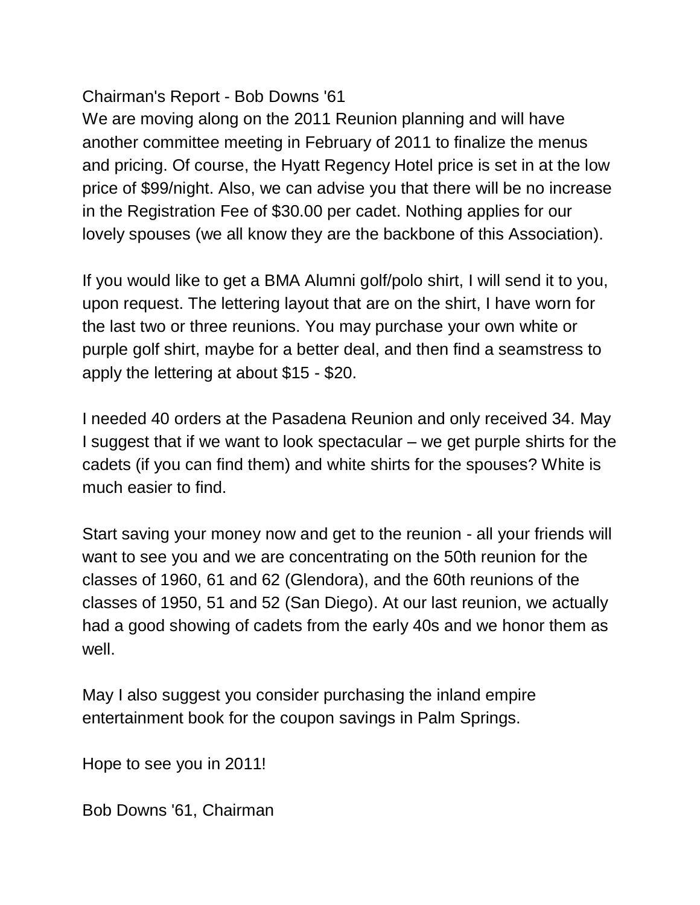Chairman's Report - Bob Downs '61

We are moving along on the 2011 Reunion planning and will have another committee meeting in February of 2011 to finalize the menus and pricing. Of course, the Hyatt Regency Hotel price is set in at the low price of $99/night. Also, we can advise you that there will be no increase in the Registration Fee of $30.00 per cadet. Nothing applies for our lovely spouses (we all know they are the backbone of this Association).

If you would like to get a BMA Alumni golf/polo shirt, I will send it to you, upon request. The lettering layout that are on the shirt, I have worn for the last two or three reunions. You may purchase your own white or purple golf shirt, maybe for a better deal, and then find a seamstress to apply the lettering at about $15 - $20.

I needed 40 orders at the Pasadena Reunion and only received 34. May I suggest that if we want to look spectacular – we get purple shirts for the cadets (if you can find them) and white shirts for the spouses? White is much easier to find.

Start saving your money now and get to the reunion - all your friends will want to see you and we are concentrating on the 50th reunion for the classes of 1960, 61 and 62 (Glendora), and the 60th reunions of the classes of 1950, 51 and 52 (San Diego). At our last reunion, we actually had a good showing of cadets from the early 40s and we honor them as well.

May I also suggest you consider purchasing the inland empire entertainment book for the coupon savings in Palm Springs.

Hope to see you in 2011!

Bob Downs '61, Chairman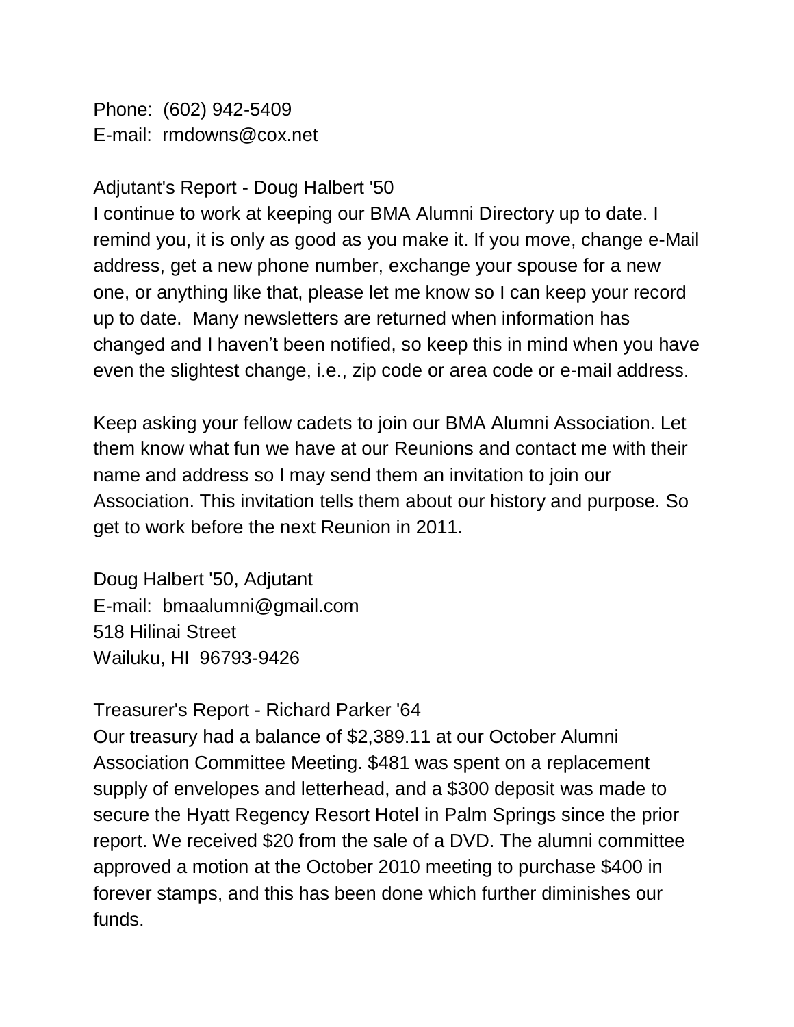Phone: (602) 942-5409
E-mail: rmdowns@cox.net

Adjutant's Report - Doug Halbert '50

I continue to work at keeping our BMA Alumni Directory up to date. I remind you, it is only as good as you make it. If you move, change e-Mail address, get a new phone number, exchange your spouse for a new one, or anything like that, please let me know so I can keep your record up to date. Many newsletters are returned when information has changed and I haven't been notified, so keep this in mind when you have even the slightest change, i.e., zip code or area code or e-mail address.

Keep asking your fellow cadets to join our BMA Alumni Association. Let them know what fun we have at our Reunions and contact me with their name and address so I may send them an invitation to join our Association. This invitation tells them about our history and purpose. So get to work before the next Reunion in 2011.

Doug Halbert '50, Adjutant
E-mail: bmaalumni@gmail.com
518 Hilinai Street
Wailuku, HI 96793-9426

Treasurer's Report - Richard Parker '64

Our treasury had a balance of $2,389.11 at our October Alumni Association Committee Meeting. $481 was spent on a replacement supply of envelopes and letterhead, and a $300 deposit was made to secure the Hyatt Regency Resort Hotel in Palm Springs since the prior report. We received $20 from the sale of a DVD. The alumni committee approved a motion at the October 2010 meeting to purchase $400 in forever stamps, and this has been done which further diminishes our funds.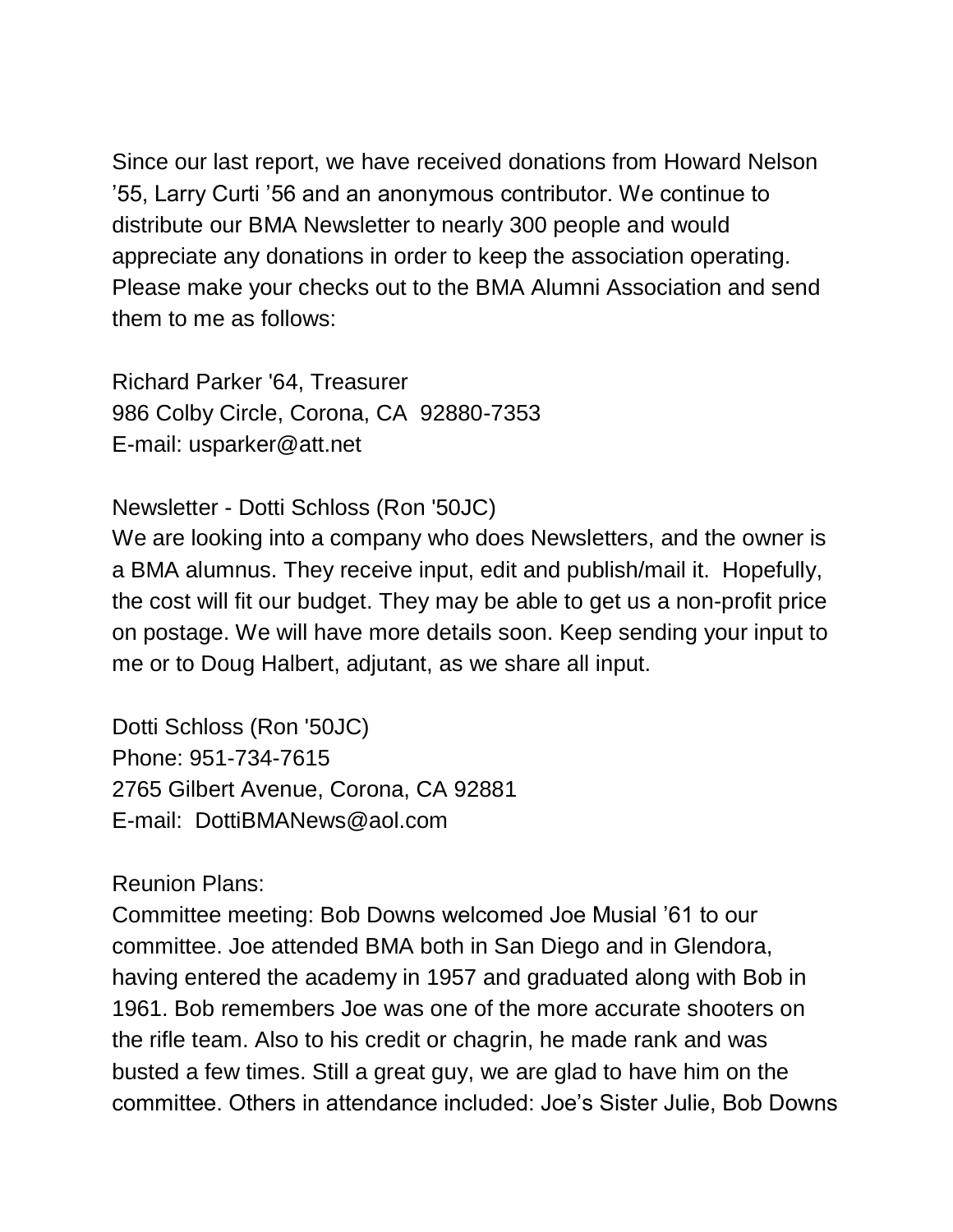Since our last report, we have received donations from Howard Nelson ’55, Larry Curti ’56 and an anonymous contributor. We continue to distribute our BMA Newsletter to nearly 300 people and would appreciate any donations in order to keep the association operating. Please make your checks out to the BMA Alumni Association and send them to me as follows:

Richard Parker '64, Treasurer
986 Colby Circle, Corona, CA 92880-7353
E-mail: usparker@att.net

Newsletter - Dotti Schloss (Ron '50JC)
We are looking into a company who does Newsletters, and the owner is a BMA alumnus. They receive input, edit and publish/mail it. Hopefully, the cost will fit our budget. They may be able to get us a non-profit price on postage. We will have more details soon. Keep sending your input to me or to Doug Halbert, adjutant, as we share all input.

Dotti Schloss (Ron '50JC)
Phone: 951-734-7615
2765 Gilbert Avenue, Corona, CA 92881
E-mail: DottiBMANews@aol.com

Reunion Plans:
Committee meeting: Bob Downs welcomed Joe Musial ’61 to our committee. Joe attended BMA both in San Diego and in Glendora, having entered the academy in 1957 and graduated along with Bob in 1961. Bob remembers Joe was one of the more accurate shooters on the rifle team. Also to his credit or chagrin, he made rank and was busted a few times. Still a great guy, we are glad to have him on the committee. Others in attendance included: Joe’s Sister Julie, Bob Downs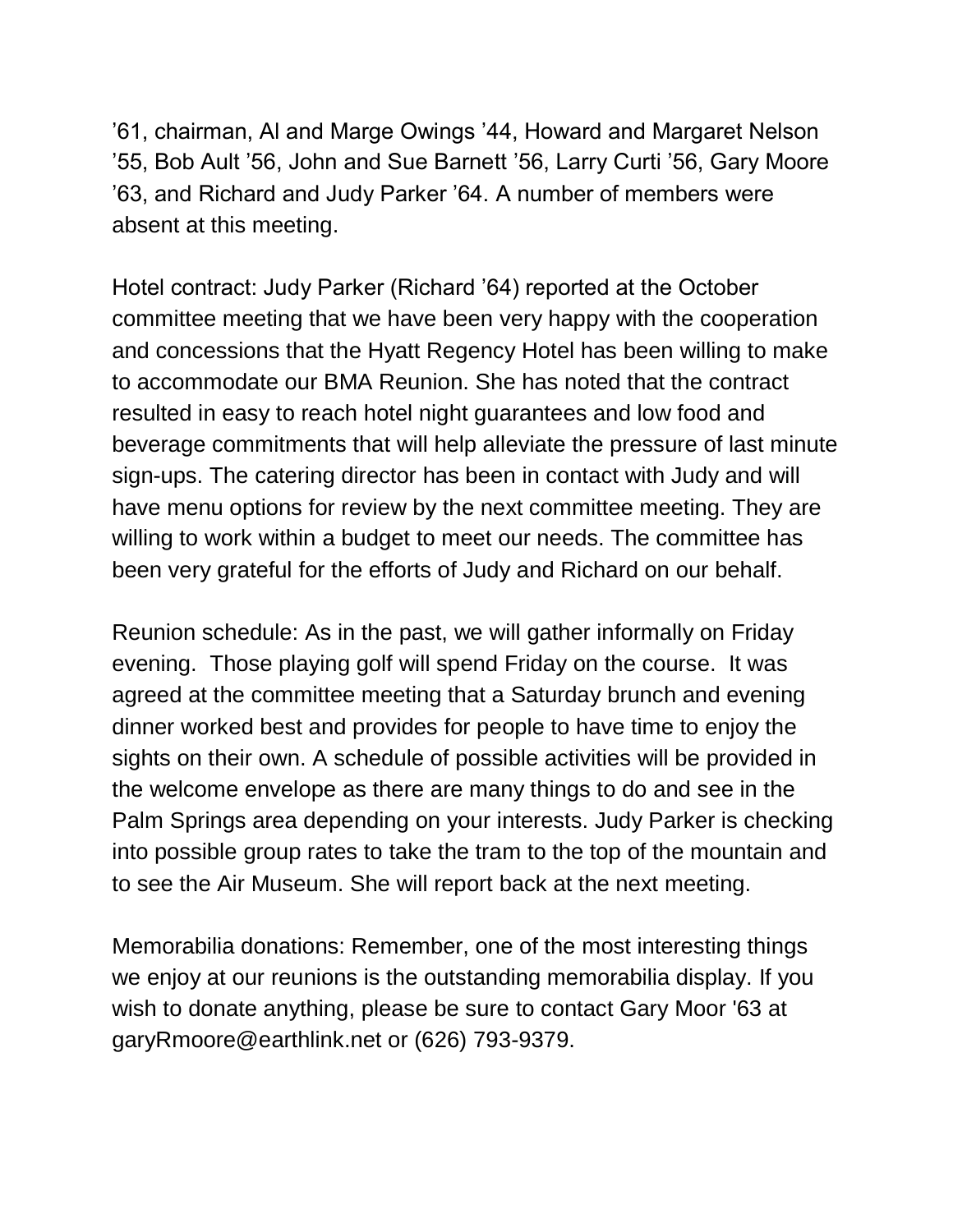’61, chairman, Al and Marge Owings ’44, Howard and Margaret Nelson ’55, Bob Ault ’56, John and Sue Barnett ’56, Larry Curti ’56, Gary Moore ’63, and Richard and Judy Parker ’64. A number of members were absent at this meeting.

Hotel contract: Judy Parker (Richard ’64) reported at the October committee meeting that we have been very happy with the cooperation and concessions that the Hyatt Regency Hotel has been willing to make to accommodate our BMA Reunion. She has noted that the contract resulted in easy to reach hotel night guarantees and low food and beverage commitments that will help alleviate the pressure of last minute sign-ups. The catering director has been in contact with Judy and will have menu options for review by the next committee meeting. They are willing to work within a budget to meet our needs. The committee has been very grateful for the efforts of Judy and Richard on our behalf.

Reunion schedule: As in the past, we will gather informally on Friday evening. Those playing golf will spend Friday on the course. It was agreed at the committee meeting that a Saturday brunch and evening dinner worked best and provides for people to have time to enjoy the sights on their own. A schedule of possible activities will be provided in the welcome envelope as there are many things to do and see in the Palm Springs area depending on your interests. Judy Parker is checking into possible group rates to take the tram to the top of the mountain and to see the Air Museum. She will report back at the next meeting.

Memorabilia donations: Remember, one of the most interesting things we enjoy at our reunions is the outstanding memorabilia display. If you wish to donate anything, please be sure to contact Gary Moor '63 at garyRmoore@earthlink.net or (626) 793-9379.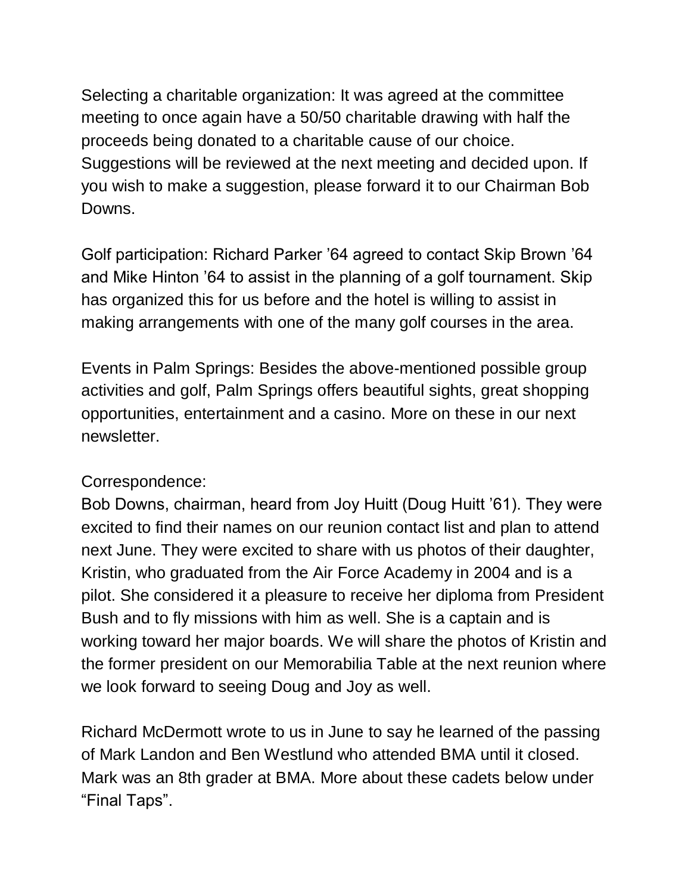Selecting a charitable organization: It was agreed at the committee meeting to once again have a 50/50 charitable drawing with half the proceeds being donated to a charitable cause of our choice. Suggestions will be reviewed at the next meeting and decided upon. If you wish to make a suggestion, please forward it to our Chairman Bob Downs.

Golf participation: Richard Parker '64 agreed to contact Skip Brown '64 and Mike Hinton '64 to assist in the planning of a golf tournament. Skip has organized this for us before and the hotel is willing to assist in making arrangements with one of the many golf courses in the area.

Events in Palm Springs: Besides the above-mentioned possible group activities and golf, Palm Springs offers beautiful sights, great shopping opportunities, entertainment and a casino. More on these in our next newsletter.

Correspondence:
Bob Downs, chairman, heard from Joy Huitt (Doug Huitt '61). They were excited to find their names on our reunion contact list and plan to attend next June. They were excited to share with us photos of their daughter, Kristin, who graduated from the Air Force Academy in 2004 and is a pilot. She considered it a pleasure to receive her diploma from President Bush and to fly missions with him as well. She is a captain and is working toward her major boards. We will share the photos of Kristin and the former president on our Memorabilia Table at the next reunion where we look forward to seeing Doug and Joy as well.

Richard McDermott wrote to us in June to say he learned of the passing of Mark Landon and Ben Westlund who attended BMA until it closed. Mark was an 8th grader at BMA. More about these cadets below under "Final Taps".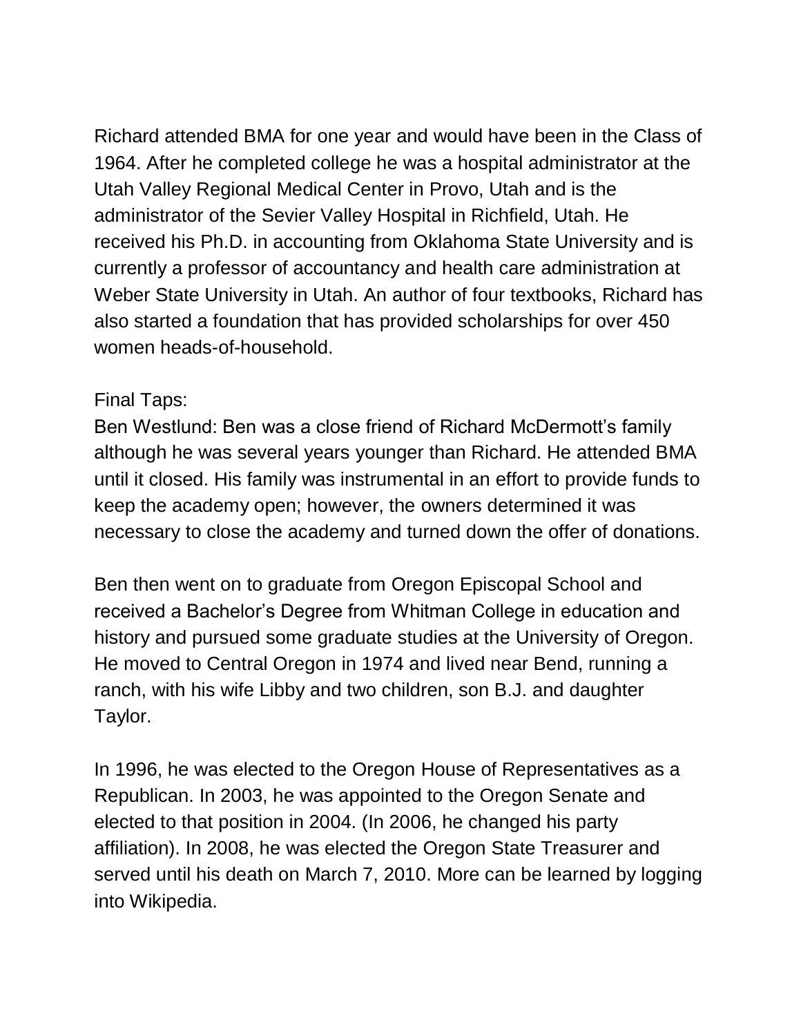Richard attended BMA for one year and would have been in the Class of 1964. After he completed college he was a hospital administrator at the Utah Valley Regional Medical Center in Provo, Utah and is the administrator of the Sevier Valley Hospital in Richfield, Utah. He received his Ph.D. in accounting from Oklahoma State University and is currently a professor of accountancy and health care administration at Weber State University in Utah. An author of four textbooks, Richard has also started a foundation that has provided scholarships for over 450 women heads-of-household.

Final Taps:
Ben Westlund: Ben was a close friend of Richard McDermott's family although he was several years younger than Richard. He attended BMA until it closed. His family was instrumental in an effort to provide funds to keep the academy open; however, the owners determined it was necessary to close the academy and turned down the offer of donations.

Ben then went on to graduate from Oregon Episcopal School and received a Bachelor's Degree from Whitman College in education and history and pursued some graduate studies at the University of Oregon. He moved to Central Oregon in 1974 and lived near Bend, running a ranch, with his wife Libby and two children, son B.J. and daughter Taylor.

In 1996, he was elected to the Oregon House of Representatives as a Republican. In 2003, he was appointed to the Oregon Senate and elected to that position in 2004. (In 2006, he changed his party affiliation). In 2008, he was elected the Oregon State Treasurer and served until his death on March 7, 2010. More can be learned by logging into Wikipedia.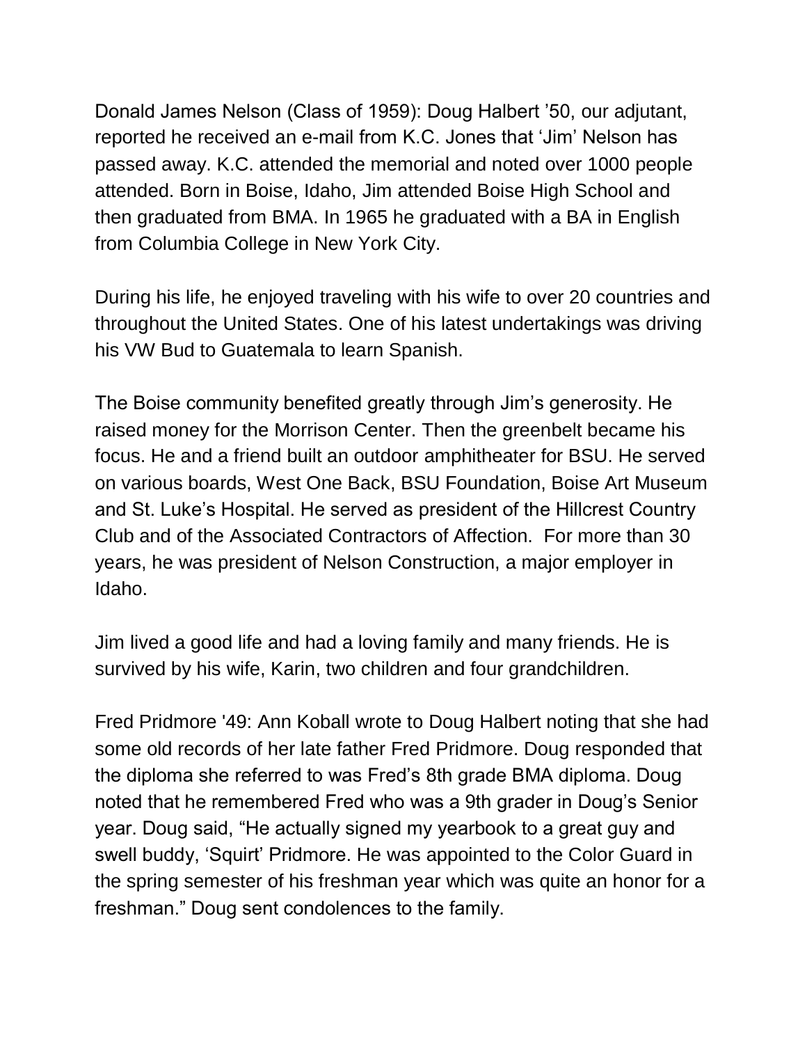Donald James Nelson (Class of 1959): Doug Halbert '50, our adjutant, reported he received an e-mail from K.C. Jones that 'Jim' Nelson has passed away. K.C. attended the memorial and noted over 1000 people attended. Born in Boise, Idaho, Jim attended Boise High School and then graduated from BMA. In 1965 he graduated with a BA in English from Columbia College in New York City.

During his life, he enjoyed traveling with his wife to over 20 countries and throughout the United States. One of his latest undertakings was driving his VW Bud to Guatemala to learn Spanish.

The Boise community benefited greatly through Jim's generosity. He raised money for the Morrison Center. Then the greenbelt became his focus. He and a friend built an outdoor amphitheater for BSU. He served on various boards, West One Back, BSU Foundation, Boise Art Museum and St. Luke's Hospital. He served as president of the Hillcrest Country Club and of the Associated Contractors of Affection. For more than 30 years, he was president of Nelson Construction, a major employer in Idaho.

Jim lived a good life and had a loving family and many friends. He is survived by his wife, Karin, two children and four grandchildren.

Fred Pridmore '49: Ann Koball wrote to Doug Halbert noting that she had some old records of her late father Fred Pridmore. Doug responded that the diploma she referred to was Fred's 8th grade BMA diploma. Doug noted that he remembered Fred who was a 9th grader in Doug's Senior year. Doug said, "He actually signed my yearbook to a great guy and swell buddy, 'Squirt' Pridmore. He was appointed to the Color Guard in the spring semester of his freshman year which was quite an honor for a freshman." Doug sent condolences to the family.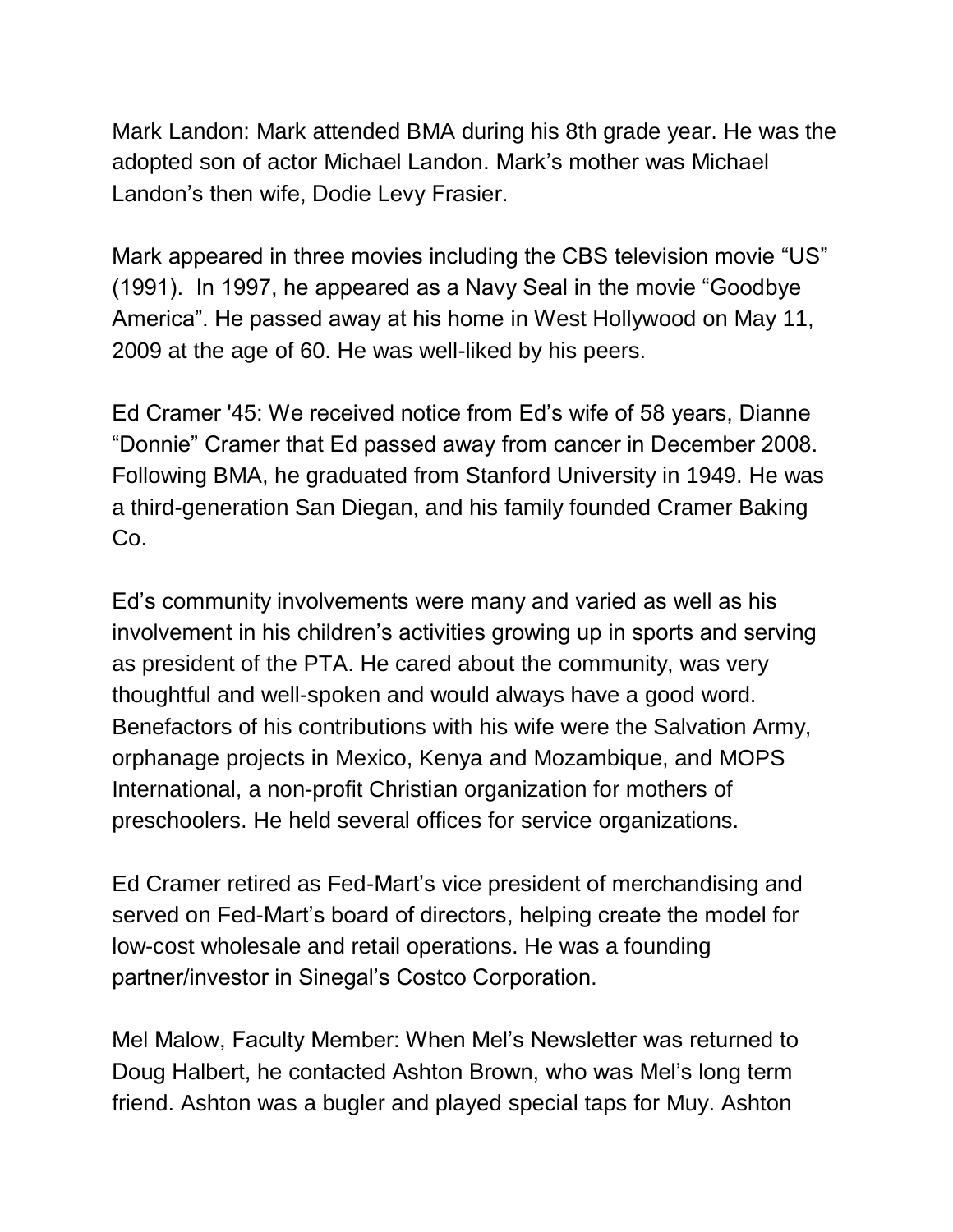Mark Landon: Mark attended BMA during his 8th grade year. He was the adopted son of actor Michael Landon. Mark's mother was Michael Landon's then wife, Dodie Levy Frasier.

Mark appeared in three movies including the CBS television movie "US" (1991). In 1997, he appeared as a Navy Seal in the movie "Goodbye America". He passed away at his home in West Hollywood on May 11, 2009 at the age of 60. He was well-liked by his peers.

Ed Cramer '45: We received notice from Ed's wife of 58 years, Dianne "Donnie" Cramer that Ed passed away from cancer in December 2008. Following BMA, he graduated from Stanford University in 1949. He was a third-generation San Diegan, and his family founded Cramer Baking Co.

Ed's community involvements were many and varied as well as his involvement in his children's activities growing up in sports and serving as president of the PTA. He cared about the community, was very thoughtful and well-spoken and would always have a good word. Benefactors of his contributions with his wife were the Salvation Army, orphanage projects in Mexico, Kenya and Mozambique, and MOPS International, a non-profit Christian organization for mothers of preschoolers. He held several offices for service organizations.

Ed Cramer retired as Fed-Mart's vice president of merchandising and served on Fed-Mart's board of directors, helping create the model for low-cost wholesale and retail operations. He was a founding partner/investor in Sinegal's Costco Corporation.

Mel Malow, Faculty Member: When Mel's Newsletter was returned to Doug Halbert, he contacted Ashton Brown, who was Mel's long term friend. Ashton was a bugler and played special taps for Muy. Ashton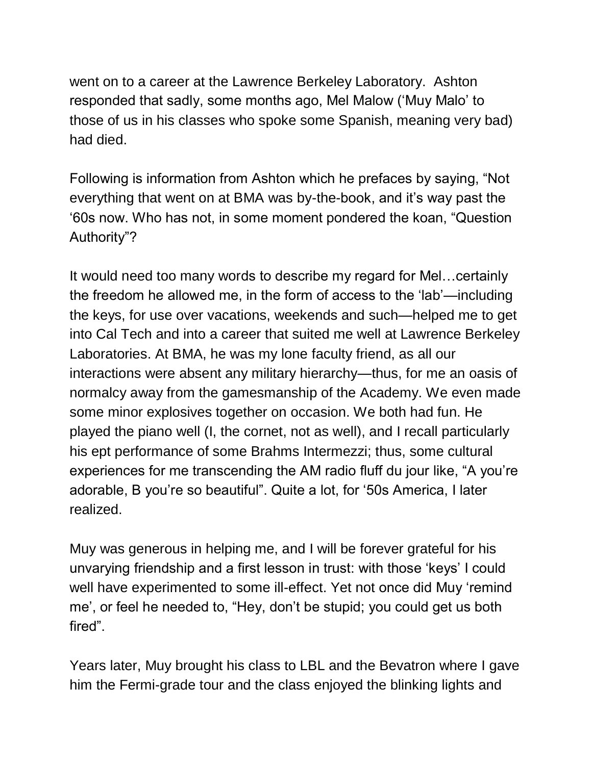went on to a career at the Lawrence Berkeley Laboratory. Ashton responded that sadly, some months ago, Mel Malow ('Muy Malo' to those of us in his classes who spoke some Spanish, meaning very bad) had died.

Following is information from Ashton which he prefaces by saying, "Not everything that went on at BMA was by-the-book, and it's way past the '60s now. Who has not, in some moment pondered the koan, "Question Authority"?

It would need too many words to describe my regard for Mel…certainly the freedom he allowed me, in the form of access to the 'lab'—including the keys, for use over vacations, weekends and such—helped me to get into Cal Tech and into a career that suited me well at Lawrence Berkeley Laboratories. At BMA, he was my lone faculty friend, as all our interactions were absent any military hierarchy—thus, for me an oasis of normalcy away from the gamesmanship of the Academy. We even made some minor explosives together on occasion. We both had fun. He played the piano well (I, the cornet, not as well), and I recall particularly his ept performance of some Brahms Intermezzi; thus, some cultural experiences for me transcending the AM radio fluff du jour like, "A you're adorable, B you're so beautiful". Quite a lot, for '50s America, I later realized.

Muy was generous in helping me, and I will be forever grateful for his unvarying friendship and a first lesson in trust: with those 'keys' I could well have experimented to some ill-effect. Yet not once did Muy 'remind me', or feel he needed to, "Hey, don't be stupid; you could get us both fired".

Years later, Muy brought his class to LBL and the Bevatron where I gave him the Fermi-grade tour and the class enjoyed the blinking lights and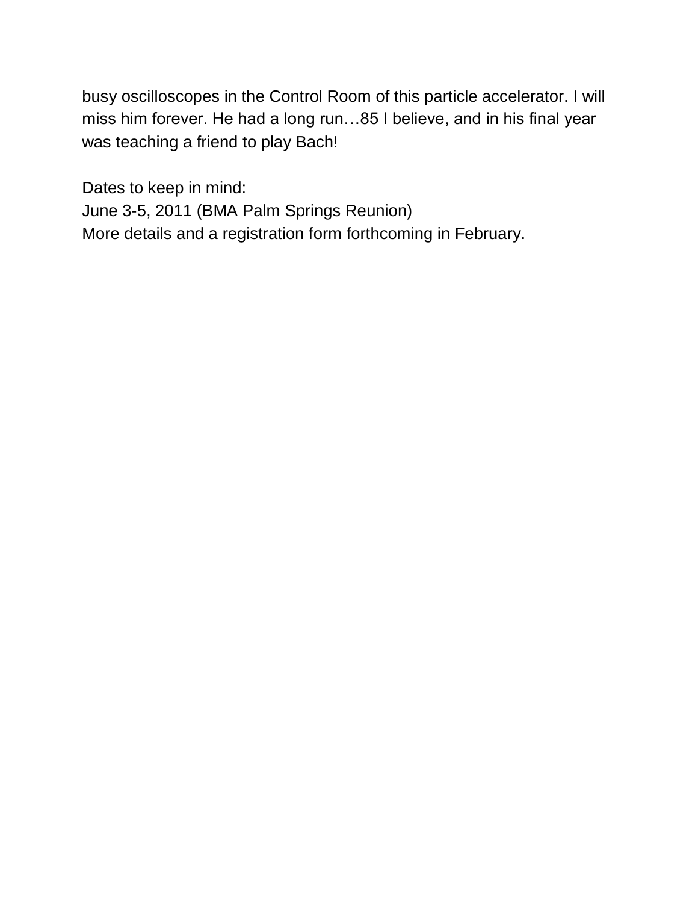busy oscilloscopes in the Control Room of this particle accelerator. I will miss him forever. He had a long run…85 I believe, and in his final year was teaching a friend to play Bach!

Dates to keep in mind:
June 3-5, 2011 (BMA Palm Springs Reunion)
More details and a registration form forthcoming in February.